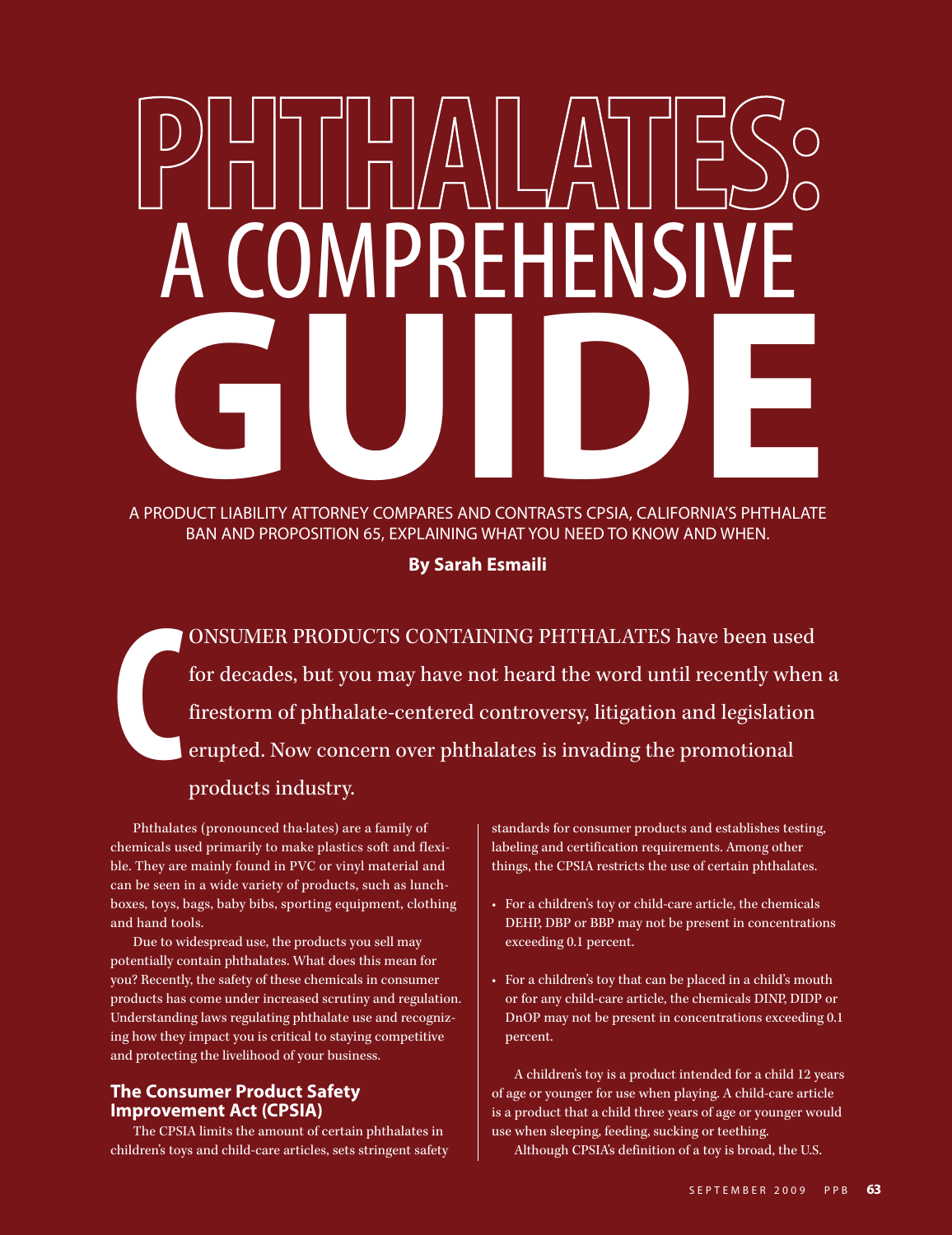# PHTHALATES: A COMPREHENSIVE GUIDE

A PRODUCT LIABILITY ATTORNEY COMPARES AND CONTRASTS CPSIA, CALIFORNIA'S PHTHALATE BAN AND PROPOSITION 65, EXPLAINING WHAT YOU NEED TO KNOW AND WHEN.

**By Sarah Esmaili**

CONSUMER PRODUCTS CONTAINING PHTHALATES have been used for decades, but you may have not heard the word until recently when a firestorm of phthalate-centered controversy, litigation and legislation erupted. Now concern over phthalates is invading the promotional products industry.

Phthalates (pronounced tha-lates) are a family of chemicals used primarily to make plastics soft and flexible. They are mainly found in PVC or vinyl material and can be seen in a wide variety of products, such as lunchboxes, toys, bags, baby bibs, sporting equipment, clothing and hand tools.

Due to widespread use, the products you sell may potentially contain phthalates. What does this mean for you? Recently, the safety of these chemicals in consumer products has come under increased scrutiny and regulation. Understanding laws regulating phthalate use and recognizing how they impact you is critical to staying competitive and protecting the livelihood of your business.

## The Consumer Product Safety Improvement Act (CPSIA)

The CPSIA limits the amount of certain phthalates in children's toys and child-care articles, sets stringent safety standards for consumer products and establishes testing, labeling and certification requirements. Among other things, the CPSIA restricts the use of certain phthalates.

- For a children's toy or child-care article, the chemicals DEHP, DBP or BBP may not be present in concentrations exceeding 0.1 percent.
- For a children's toy that can be placed in a child's mouth or for any child-care article, the chemicals DINP, DIDP or DnOP may not be present in concentrations exceeding 0.1 percent.

A children's toy is a product intended for a child 12 years of age or younger for use when playing. A child-care article is a product that a child three years of age or younger would use when sleeping, feeding, sucking or teething.

Although CPSIA's definition of a toy is broad, the U.S.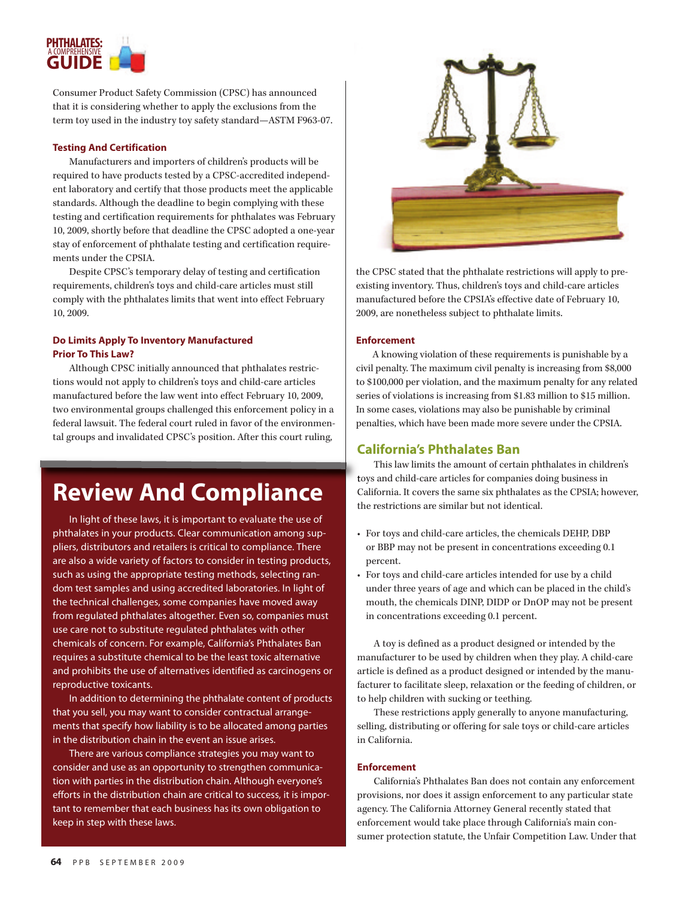Consumer Product Safety Commission (CPSC) has announced that it is considering whether to apply the exclusions from the term toy used in the industry toy safety standard—ASTM F963-07.

### Testing And Certification

Manufacturers and importers of children's products will be required to have products tested by a CPSC-accredited independent laboratory and certify that those products meet the applicable standards. Although the deadline to begin complying with these testing and certification requirements for phthalates was February 10, 2009, shortly before that deadline the CPSC adopted a one-year stay of enforcement of phthalate testing and certification requirements under the CPSIA.

Despite CPSC's temporary delay of testing and certification requirements, children's toys and child-care articles must still comply with the phthalates limits that went into effect February 10, 2009.

### Do Limits Apply To Inventory Manufactured Prior To This Law?

Although CPSC initially announced that phthalates restrictions would not apply to children's toys and child-care articles manufactured before the law went into effect February 10, 2009, two environmental groups challenged this enforcement policy in a federal lawsuit. The federal court ruled in favor of the environmental groups and invalidated CPSC's position. After this court ruling, the CPSC stated that the phthalate restrictions will apply to pre-existing inventory. Thus, children's toys and child-care articles manufactured before the CPSIA's effective date of February 10, 2009, are nonetheless subject to phthalate limits.

### Enforcement

A knowing violation of these requirements is punishable by a civil penalty. The maximum civil penalty is increasing from $8,000 to $100,000 per violation, and the maximum penalty for any related series of violations is increasing from $1.83 million to $15 million. In some cases, violations may also be punishable by criminal penalties, which have been made more severe under the CPSIA.

## California's Phthalates Ban

This law limits the amount of certain phthalates in children's toys and child-care articles for companies doing business in California. It covers the same six phthalates as the CPSIA; however, the restrictions are similar but not identical.

- For toys and child-care articles, the chemicals DEHP, DBP or BBP may not be present in concentrations exceeding 0.1 percent.
- For toys and child-care articles intended for use by a child under three years of age and which can be placed in the child's mouth, the chemicals DINP, DIDP or DnOP may not be present in concentrations exceeding 0.1 percent.

A toy is defined as a product designed or intended by the manufacturer to be used by children when they play. A child-care article is defined as a product designed or intended by the manufacturer to facilitate sleep, relaxation or the feeding of children, or to help children with sucking or teething.

These restrictions apply generally to anyone manufacturing, selling, distributing or offering for sale toys or child-care articles in California.

### Enforcement

California's Phthalates Ban does not contain any enforcement provisions, nor does it assign enforcement to any particular state agency. The California Attorney General recently stated that enforcement would take place through California's main consumer protection statute, the Unfair Competition Law. Under that

## Review And Compliance

In light of these laws, it is important to evaluate the use of phthalates in your products. Clear communication among suppliers, distributors and retailers is critical to compliance. There are also a wide variety of factors to consider in testing products, such as using the appropriate testing methods, selecting random test samples and using accredited laboratories. In light of the technical challenges, some companies have moved away from regulated phthalates altogether. Even so, companies must use care not to substitute regulated phthalates with other chemicals of concern. For example, California's Phthalates Ban requires a substitute chemical to be the least toxic alternative and prohibits the use of alternatives identified as carcinogens or reproductive toxicants.

In addition to determining the phthalate content of products that you sell, you may want to consider contractual arrangements that specify how liability is to be allocated among parties in the distribution chain in the event an issue arises.

There are various compliance strategies you may want to consider and use as an opportunity to strengthen communication with parties in the distribution chain. Although everyone's efforts in the distribution chain are critical to success, it is important to remember that each business has its own obligation to keep in step with these laws.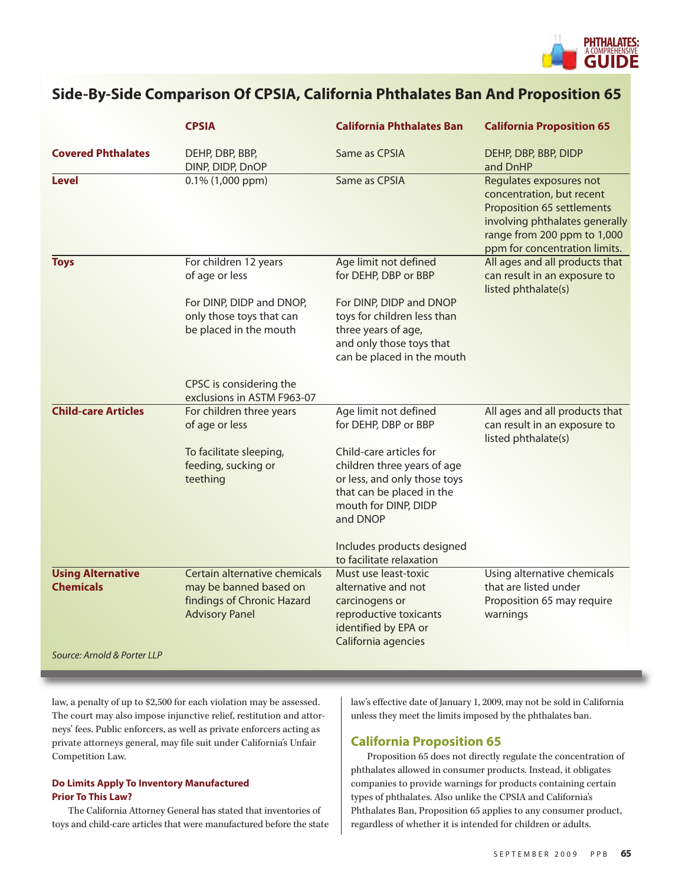## Side-By-Side Comparison Of CPSIA, California Phthalates Ban And Proposition 65

| | CPSIA | California Phthalates Ban | California Proposition 65 |
|---|---|---|---|
| **Covered Phthalates** | DEHP, DBP, BBP, DINP, DIDP, DnOP | Same as CPSIA | DEHP, DBP, BBP, DIDP and DnHP |
| **Level** | 0.1% (1,000 ppm) | Same as CPSIA | Regulates exposures not concentration, but recent Proposition 65 settlements involving phthalates generally range from 200 ppm to 1,000 ppm for concentration limits. |
| **Toys** | For children 12 years of age or less<br><br>For DINP, DIDP and DNOP, only those toys that can be placed in the mouth<br><br>CPSC is considering the exclusions in ASTM F963-07 | Age limit not defined for DEHP, DBP or BBP<br><br>For DINP, DIDP and DNOP toys for children less than three years of age, and only those toys that can be placed in the mouth | All ages and all products that can result in an exposure to listed phthalate(s) |
| **Child-care Articles** | For children three years of age or less<br><br>To facilitate sleeping, feeding, sucking or teething | Age limit not defined for DEHP, DBP or BBP<br><br>Child-care articles for children three years of age or less, and only those toys that can be placed in the mouth for DINP, DIDP and DNOP<br><br>Includes products designed to facilitate relaxation | All ages and all products that can result in an exposure to listed phthalate(s) |
| **Using Alternative Chemicals** | Certain alternative chemicals may be banned based on findings of Chronic Hazard Advisory Panel | Must use least-toxic alternative and not carcinogens or reproductive toxicants identified by EPA or California agencies | Using alternative chemicals that are listed under Proposition 65 may require warnings |

*Source: Arnold & Porter LLP*

law, a penalty of up to $2,500 for each violation may be assessed. The court may also impose injunctive relief, restitution and attorneys' fees. Public enforcers, as well as private enforcers acting as private attorneys general, may file suit under California's Unfair Competition Law.

#### Do Limits Apply To Inventory Manufactured Prior To This Law?

The California Attorney General has stated that inventories of toys and child-care articles that were manufactured before the state law's effective date of January 1, 2009, may not be sold in California unless they meet the limits imposed by the phthalates ban.

### California Proposition 65

Proposition 65 does not directly regulate the concentration of phthalates allowed in consumer products. Instead, it obligates companies to provide warnings for products containing certain types of phthalates. Also unlike the CPSIA and California's Phthalates Ban, Proposition 65 applies to any consumer product, regardless of whether it is intended for children or adults.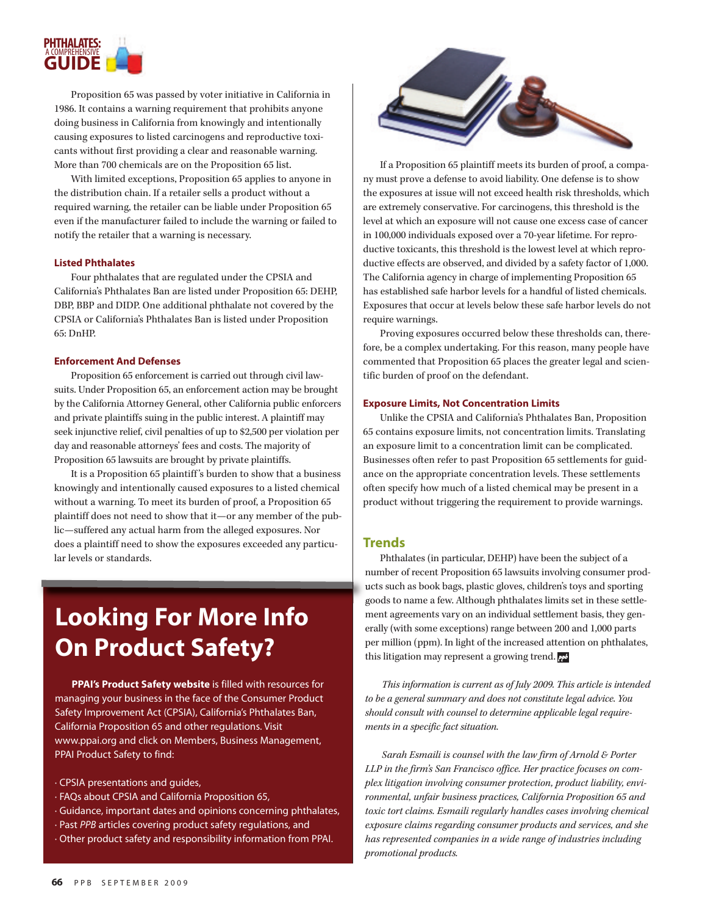Proposition 65 was passed by voter initiative in California in 1986. It contains a warning requirement that prohibits anyone doing business in California from knowingly and intentionally causing exposures to listed carcinogens and reproductive toxicants without first providing a clear and reasonable warning. More than 700 chemicals are on the Proposition 65 list.

With limited exceptions, Proposition 65 applies to anyone in the distribution chain. If a retailer sells a product without a required warning, the retailer can be liable under Proposition 65 even if the manufacturer failed to include the warning or failed to notify the retailer that a warning is necessary.

### Listed Phthalates

Four phthalates that are regulated under the CPSIA and California's Phthalates Ban are listed under Proposition 65: DEHP, DBP, BBP and DIDP. One additional phthalate not covered by the CPSIA or California's Phthalates Ban is listed under Proposition 65: DnHP.

### Enforcement And Defenses

Proposition 65 enforcement is carried out through civil lawsuits. Under Proposition 65, an enforcement action may be brought by the California Attorney General, other California public enforcers and private plaintiffs suing in the public interest. A plaintiff may seek injunctive relief, civil penalties of up to $2,500 per violation per day and reasonable attorneys' fees and costs. The majority of Proposition 65 lawsuits are brought by private plaintiffs.

It is a Proposition 65 plaintiff's burden to show that a business knowingly and intentionally caused exposures to a listed chemical without a warning. To meet its burden of proof, a Proposition 65 plaintiff does not need to show that it—or any member of the public—suffered any actual harm from the alleged exposures. Nor does a plaintiff need to show the exposures exceeded any particular levels or standards.

If a Proposition 65 plaintiff meets its burden of proof, a company must prove a defense to avoid liability. One defense is to show the exposures at issue will not exceed health risk thresholds, which are extremely conservative. For carcinogens, this threshold is the level at which an exposure will not cause one excess case of cancer in 100,000 individuals exposed over a 70-year lifetime. For reproductive toxicants, this threshold is the lowest level at which reproductive effects are observed, and divided by a safety factor of 1,000. The California agency in charge of implementing Proposition 65 has established safe harbor levels for a handful of listed chemicals. Exposures that occur at levels below these safe harbor levels do not require warnings.

Proving exposures occurred below these thresholds can, therefore, be a complex undertaking. For this reason, many people have commented that Proposition 65 places the greater legal and scientific burden of proof on the defendant.

### Exposure Limits, Not Concentration Limits

Unlike the CPSIA and California's Phthalates Ban, Proposition 65 contains exposure limits, not concentration limits. Translating an exposure limit to a concentration limit can be complicated. Businesses often refer to past Proposition 65 settlements for guidance on the appropriate concentration levels. These settlements often specify how much of a listed chemical may be present in a product without triggering the requirement to provide warnings.

## Trends

Phthalates (in particular, DEHP) have been the subject of a number of recent Proposition 65 lawsuits involving consumer products such as book bags, plastic gloves, children's toys and sporting goods to name a few. Although phthalates limits set in these settlement agreements vary on an individual settlement basis, they generally (with some exceptions) range between 200 and 1,000 parts per million (ppm). In light of the increased attention on phthalates, this litigation may represent a growing trend.

*This information is current as of July 2009. This article is intended to be a general summary and does not constitute legal advice. You should consult with counsel to determine applicable legal requirements in a specific fact situation.*

*Sarah Esmaili is counsel with the law firm of Arnold & Porter LLP in the firm's San Francisco office. Her practice focuses on complex litigation involving consumer protection, product liability, environmental, unfair business practices, California Proposition 65 and toxic tort claims. Esmaili regularly handles cases involving chemical exposure claims regarding consumer products and services, and she has represented companies in a wide range of industries including promotional products.*

## Looking For More Info On Product Safety?

**PPAI's Product Safety website** is filled with resources for managing your business in the face of the Consumer Product Safety Improvement Act (CPSIA), California's Phthalates Ban, California Proposition 65 and other regulations. Visit www.ppai.org and click on Members, Business Management, PPAI Product Safety to find:

- CPSIA presentations and guides,
- FAQs about CPSIA and California Proposition 65,
- Guidance, important dates and opinions concerning phthalates,
- Past *PPB* articles covering product safety regulations, and
- Other product safety and responsibility information from PPAI.